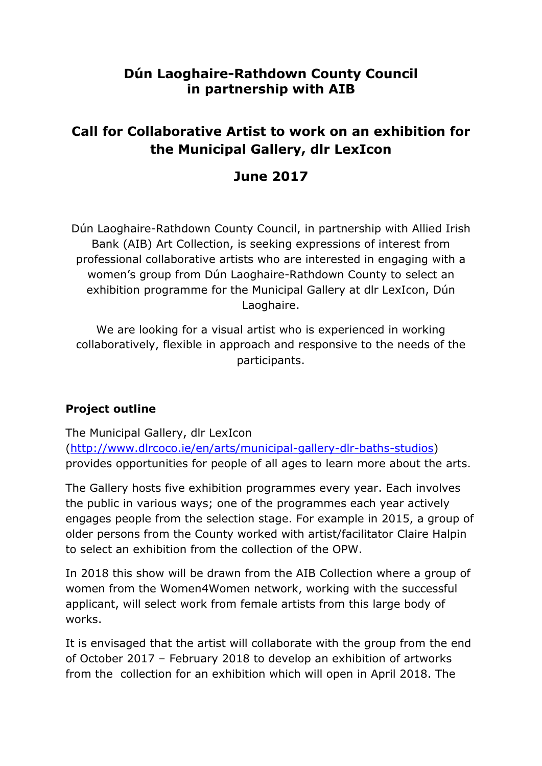# Dún Laoghaire-Rathdown County Council in partnership with AIB

## Call for Collaborative Artist to work on an exhibition for the Municipal Gallery, dlr LexIcon

## June 2017

Dún Laoghaire-Rathdown County Council, in partnership with Allied Irish Bank (AIB) Art Collection, is seeking expressions of interest from professional collaborative artists who are interested in engaging with a women's group from Dún Laoghaire-Rathdown County to select an exhibition programme for the Municipal Gallery at dlr LexIcon, Dún Laoghaire.

We are looking for a visual artist who is experienced in working collaboratively, flexible in approach and responsive to the needs of the participants.

**Project outline**

The Municipal Gallery, dlr LexIcon (http://www.dlrcoco.ie/en/arts/municipal-gallery-dlr-baths-studios) provides opportunities for people of all ages to learn more about the arts.

The Gallery hosts five exhibition programmes every year. Each involves the public in various ways; one of the programmes each year actively engages people from the selection stage. For example in 2015, a group of older persons from the County worked with artist/facilitator Claire Halpin to select an exhibition from the collection of the OPW.

In 2018 this show will be drawn from the AIB Collection where a group of women from the Women4Women network, working with the successful applicant, will select work from female artists from this large body of works.

It is envisaged that the artist will collaborate with the group from the end of October 2017 – February 2018 to develop an exhibition of artworks from the collection for an exhibition which will open in April 2018. The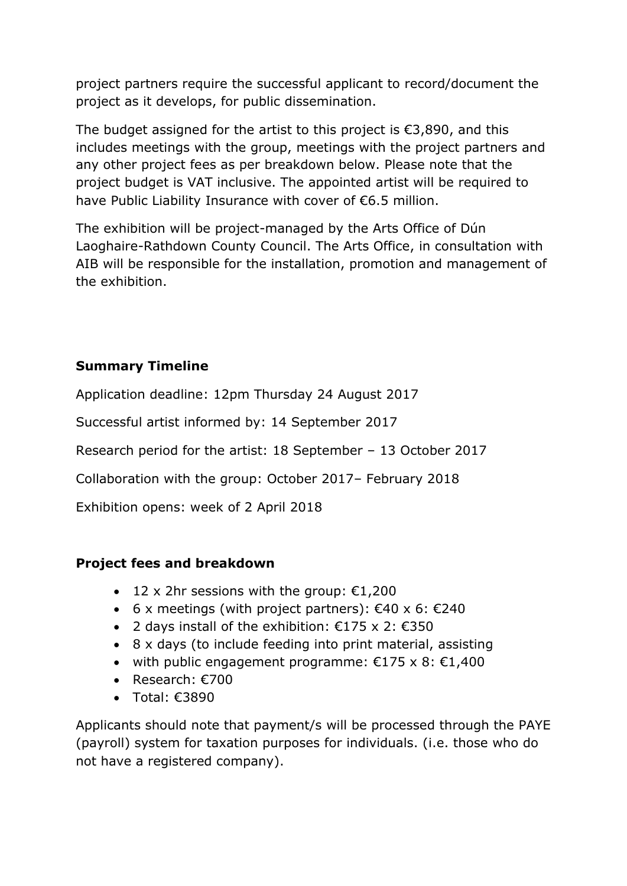project partners require the successful applicant to record/document the project as it develops, for public dissemination.

The budget assigned for the artist to this project is €3,890, and this includes meetings with the group, meetings with the project partners and any other project fees as per breakdown below. Please note that the project budget is VAT inclusive. The appointed artist will be required to have Public Liability Insurance with cover of €6.5 million.

The exhibition will be project-managed by the Arts Office of Dún Laoghaire-Rathdown County Council. The Arts Office, in consultation with AIB will be responsible for the installation, promotion and management of the exhibition.

**Summary Timeline**

Application deadline: 12pm Thursday 24 August 2017

Successful artist informed by: 14 September 2017

Research period for the artist: 18 September – 13 October 2017

Collaboration with the group: October 2017– February 2018

Exhibition opens: week of 2 April 2018

**Project fees and breakdown**

- 12 x 2hr sessions with the group: €1,200
- 6 x meetings (with project partners): €40 x 6: €240
- 2 days install of the exhibition: €175 x 2: €350
- 8 x days (to include feeding into print material, assisting
- with public engagement programme: €175 x 8: €1,400
- Research: €700
- Total: €3890

Applicants should note that payment/s will be processed through the PAYE (payroll) system for taxation purposes for individuals. (i.e. those who do not have a registered company).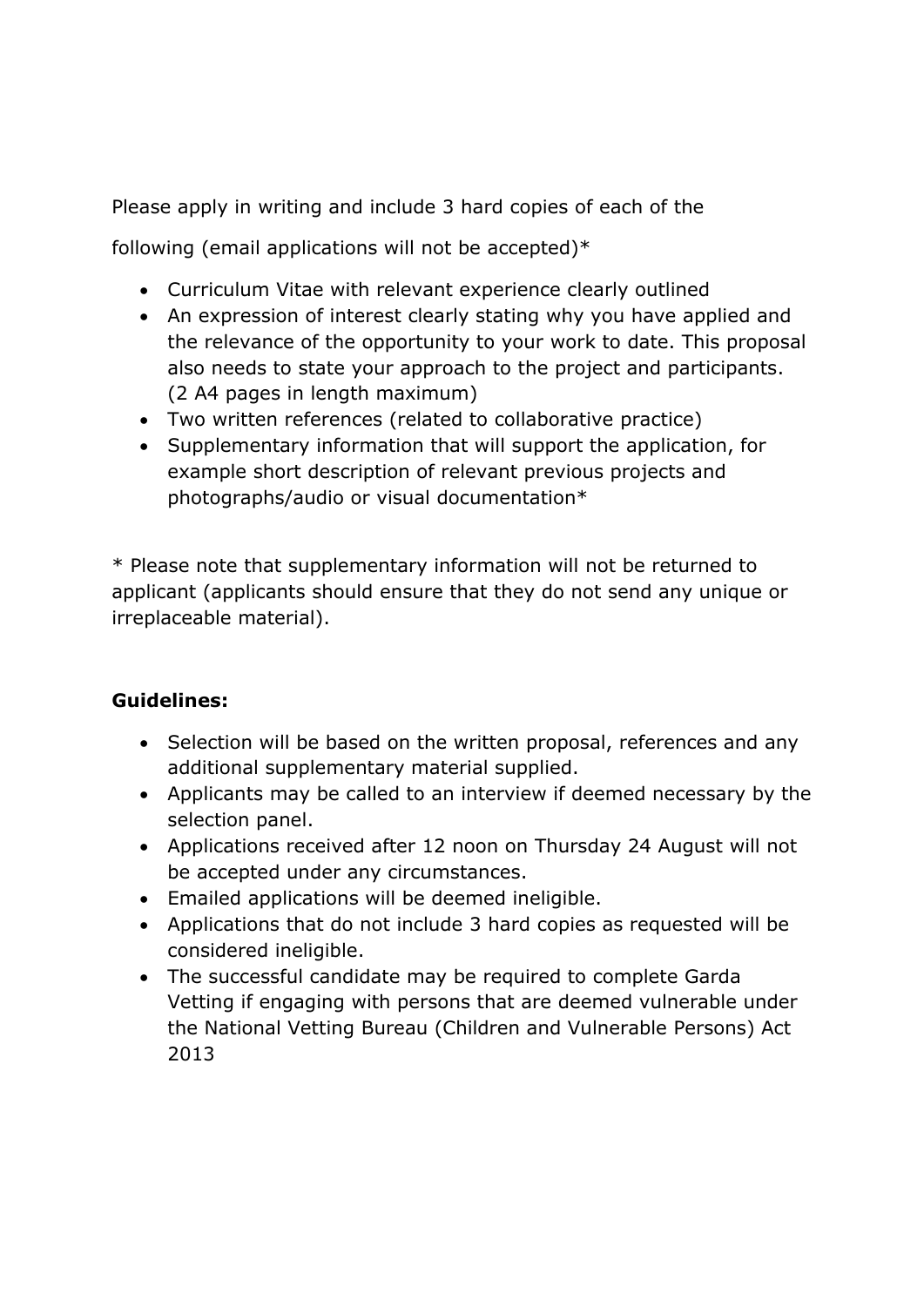Please apply in writing and include 3 hard copies of each of the

following (email applications will not be accepted)*

- Curriculum Vitae with relevant experience clearly outlined
- An expression of interest clearly stating why you have applied and the relevance of the opportunity to your work to date. This proposal also needs to state your approach to the project and participants. (2 A4 pages in length maximum)
- Two written references (related to collaborative practice)
- Supplementary information that will support the application, for example short description of relevant previous projects and photographs/audio or visual documentation*

* Please note that supplementary information will not be returned to applicant (applicants should ensure that they do not send any unique or irreplaceable material).

**Guidelines:**

- Selection will be based on the written proposal, references and any additional supplementary material supplied.
- Applicants may be called to an interview if deemed necessary by the selection panel.
- Applications received after 12 noon on Thursday 24 August will not be accepted under any circumstances.
- Emailed applications will be deemed ineligible.
- Applications that do not include 3 hard copies as requested will be considered ineligible.
- The successful candidate may be required to complete Garda Vetting if engaging with persons that are deemed vulnerable under the National Vetting Bureau (Children and Vulnerable Persons) Act 2013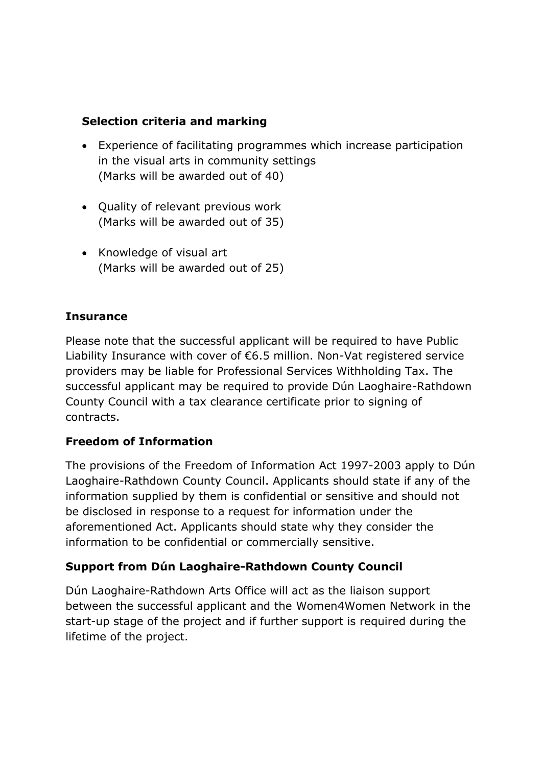**Selection criteria and marking**

- Experience of facilitating programmes which increase participation in the visual arts in community settings
  (Marks will be awarded out of 40)

- Quality of relevant previous work
  (Marks will be awarded out of 35)

- Knowledge of visual art
  (Marks will be awarded out of 25)

**Insurance**

Please note that the successful applicant will be required to have Public Liability Insurance with cover of €6.5 million. Non-Vat registered service providers may be liable for Professional Services Withholding Tax. The successful applicant may be required to provide Dún Laoghaire-Rathdown County Council with a tax clearance certificate prior to signing of contracts.

**Freedom of Information**

The provisions of the Freedom of Information Act 1997-2003 apply to Dún Laoghaire-Rathdown County Council. Applicants should state if any of the information supplied by them is confidential or sensitive and should not be disclosed in response to a request for information under the aforementioned Act. Applicants should state why they consider the information to be confidential or commercially sensitive.

**Support from Dún Laoghaire-Rathdown County Council**

Dún Laoghaire-Rathdown Arts Office will act as the liaison support between the successful applicant and the Women4Women Network in the start-up stage of the project and if further support is required during the lifetime of the project.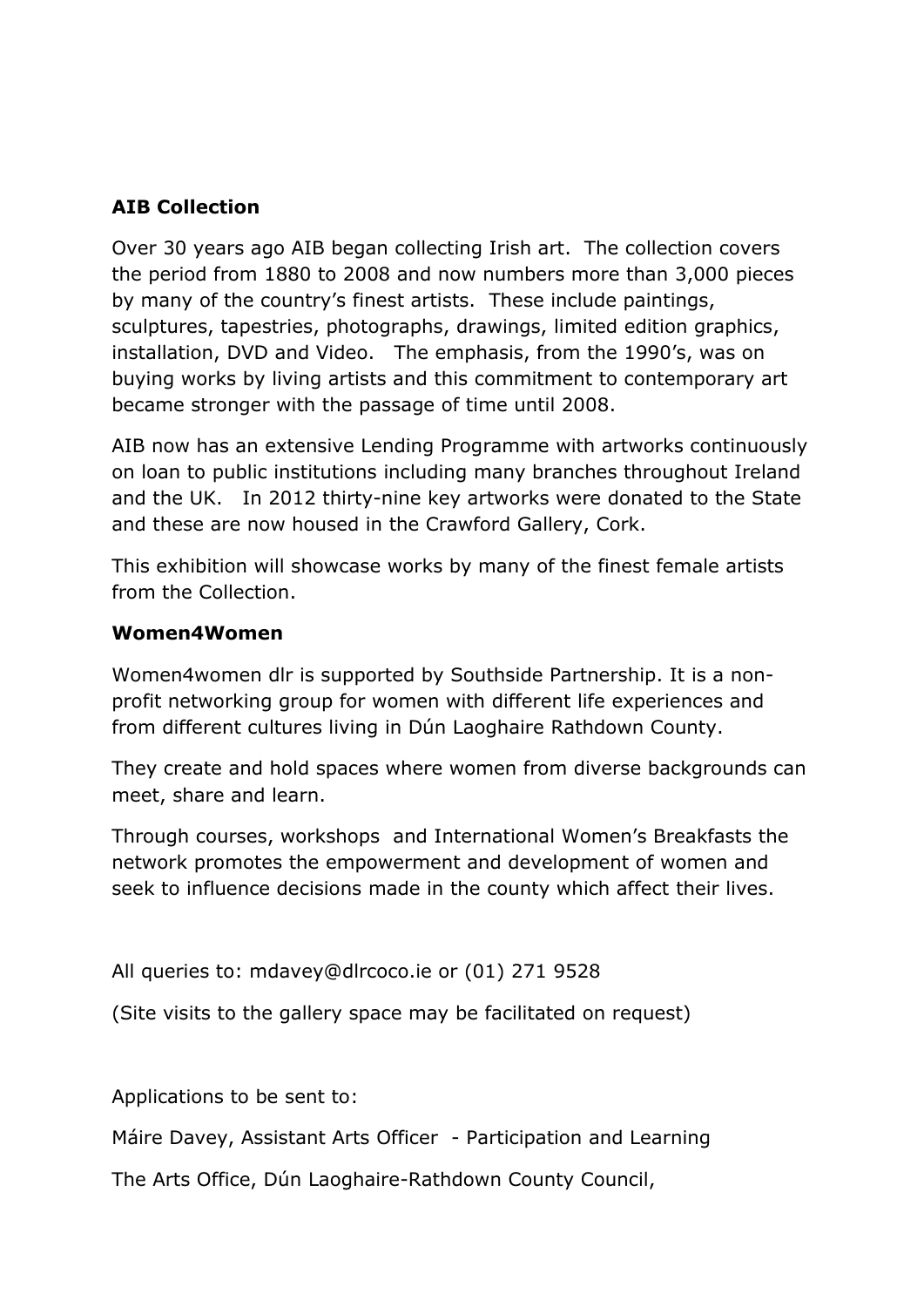**AIB Collection**

Over 30 years ago AIB began collecting Irish art. The collection covers the period from 1880 to 2008 and now numbers more than 3,000 pieces by many of the country's finest artists. These include paintings, sculptures, tapestries, photographs, drawings, limited edition graphics, installation, DVD and Video. The emphasis, from the 1990's, was on buying works by living artists and this commitment to contemporary art became stronger with the passage of time until 2008.

AIB now has an extensive Lending Programme with artworks continuously on loan to public institutions including many branches throughout Ireland and the UK. In 2012 thirty-nine key artworks were donated to the State and these are now housed in the Crawford Gallery, Cork.

This exhibition will showcase works by many of the finest female artists from the Collection.

**Women4Women**

Women4women dlr is supported by Southside Partnership. It is a non-profit networking group for women with different life experiences and from different cultures living in Dún Laoghaire Rathdown County.

They create and hold spaces where women from diverse backgrounds can meet, share and learn.

Through courses, workshops and International Women's Breakfasts the network promotes the empowerment and development of women and seek to influence decisions made in the county which affect their lives.

All queries to: mdavey@dlrcoco.ie or (01) 271 9528

(Site visits to the gallery space may be facilitated on request)

Applications to be sent to:

Máire Davey, Assistant Arts Officer - Participation and Learning

The Arts Office, Dún Laoghaire-Rathdown County Council,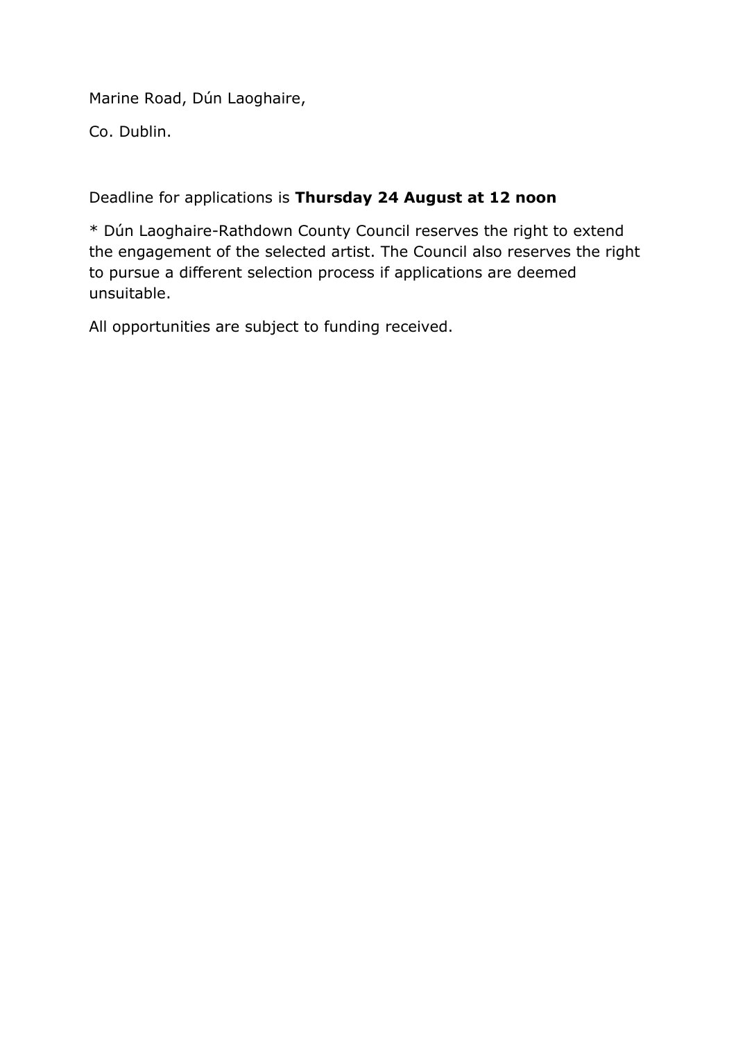Marine Road, Dún Laoghaire,

Co. Dublin.

Deadline for applications is **Thursday 24 August at 12 noon**

* Dún Laoghaire-Rathdown County Council reserves the right to extend the engagement of the selected artist. The Council also reserves the right to pursue a different selection process if applications are deemed unsuitable.

All opportunities are subject to funding received.